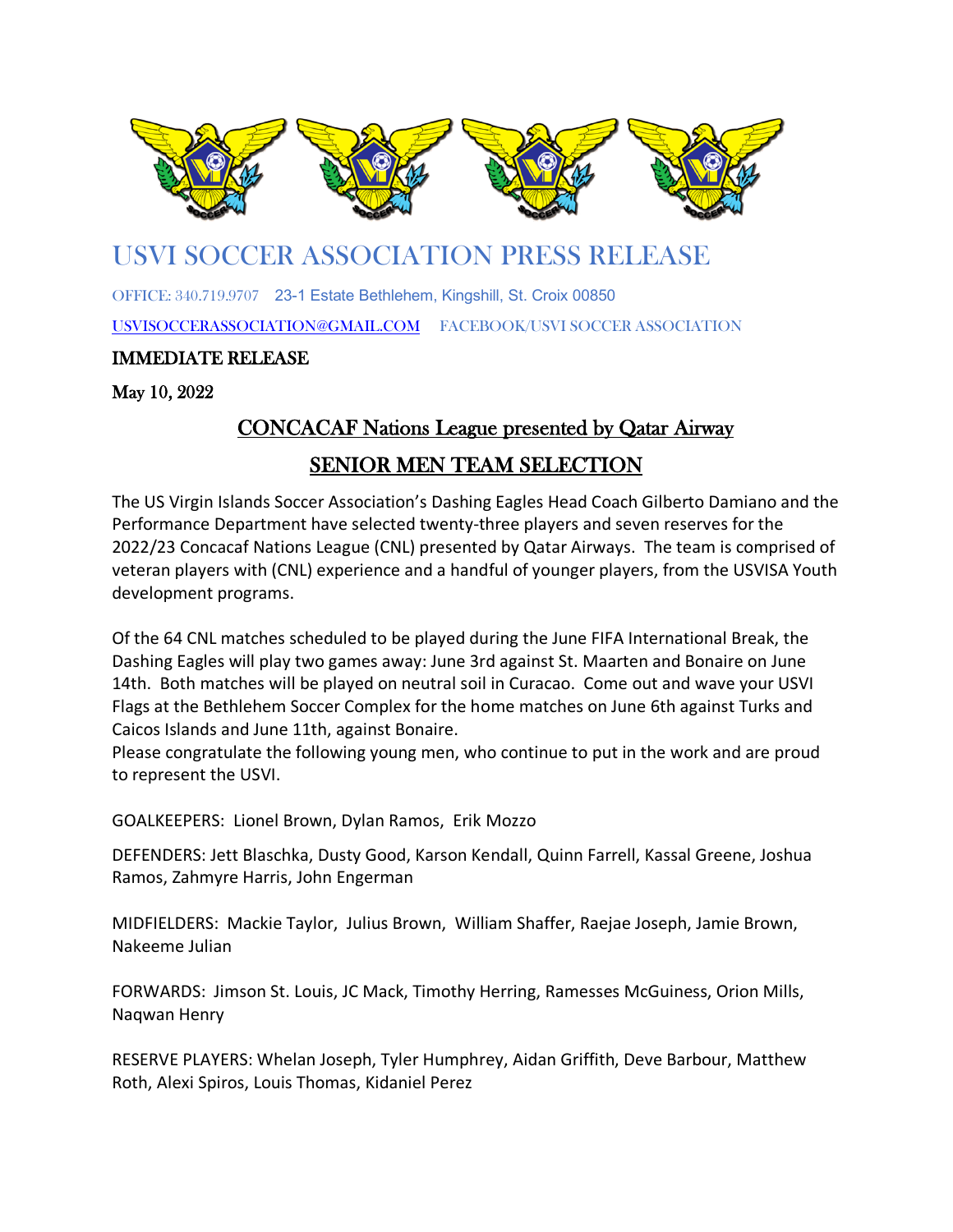# USVI SOCCER ASSOCIATION PRESS RELEASE

OFFICE: 340.719.9707 23-1 Estate Bethlehem, Kingshill, St. Croix 00850

USVISOCCERASSOCIATION@GMAIL.COM FACEBOOK/USVI SOCCER ASSOCIATION

**IMMEDIATE RELEASE**

May 10, 2022

## CONCACAF Nations League presented by Qatar Airway

## SENIOR MEN TEAM SELECTION

The US Virgin Islands Soccer Association's Dashing Eagles Head Coach Gilberto Damiano and the Performance Department have selected twenty-three players and seven reserves for the 2022/23 Concacaf Nations League (CNL) presented by Qatar Airways. The team is comprised of veteran players with (CNL) experience and a handful of younger players, from the USVISA Youth development programs.

Of the 64 CNL matches scheduled to be played during the June FIFA International Break, the Dashing Eagles will play two games away: June 3rd against St. Maarten and Bonaire on June 14th. Both matches will be played on neutral soil in Curacao. Come out and wave your USVI Flags at the Bethlehem Soccer Complex for the home matches on June 6th against Turks and Caicos Islands and June 11th, against Bonaire.
Please congratulate the following young men, who continue to put in the work and are proud to represent the USVI.

GOALKEEPERS: Lionel Brown, Dylan Ramos, Erik Mozzo

DEFENDERS: Jett Blaschka, Dusty Good, Karson Kendall, Quinn Farrell, Kassal Greene, Joshua Ramos, Zahmyre Harris, John Engerman

MIDFIELDERS: Mackie Taylor, Julius Brown, William Shaffer, Raejae Joseph, Jamie Brown, Nakeeme Julian

FORWARDS: Jimson St. Louis, JC Mack, Timothy Herring, Ramesses McGuiness, Orion Mills, Naqwan Henry

RESERVE PLAYERS: Whelan Joseph, Tyler Humphrey, Aidan Griffith, Deve Barbour, Matthew Roth, Alexi Spiros, Louis Thomas, Kidaniel Perez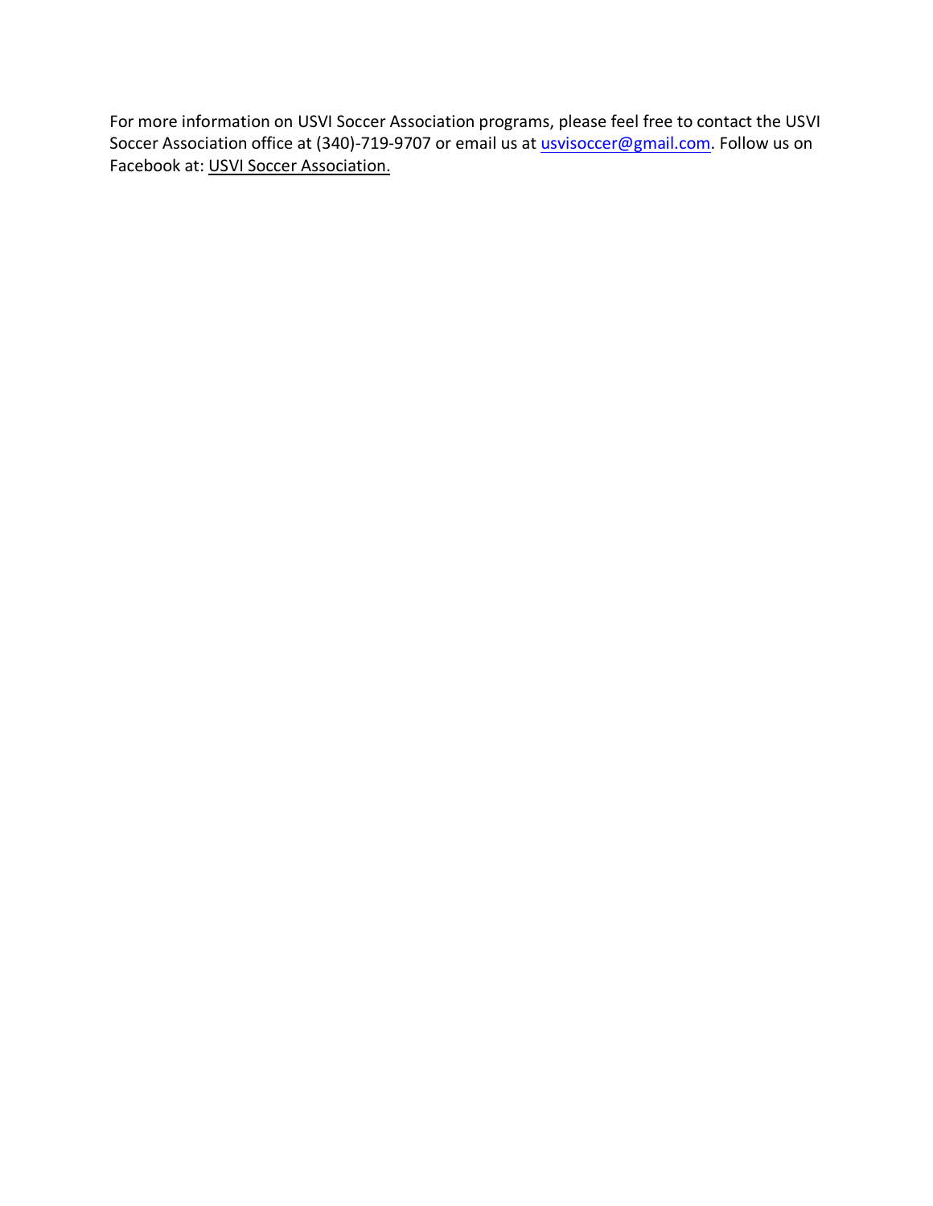For more information on USVI Soccer Association programs, please feel free to contact the USVI Soccer Association office at (340)-719-9707 or email us at usvisoccer@gmail.com. Follow us on Facebook at: USVI Soccer Association.